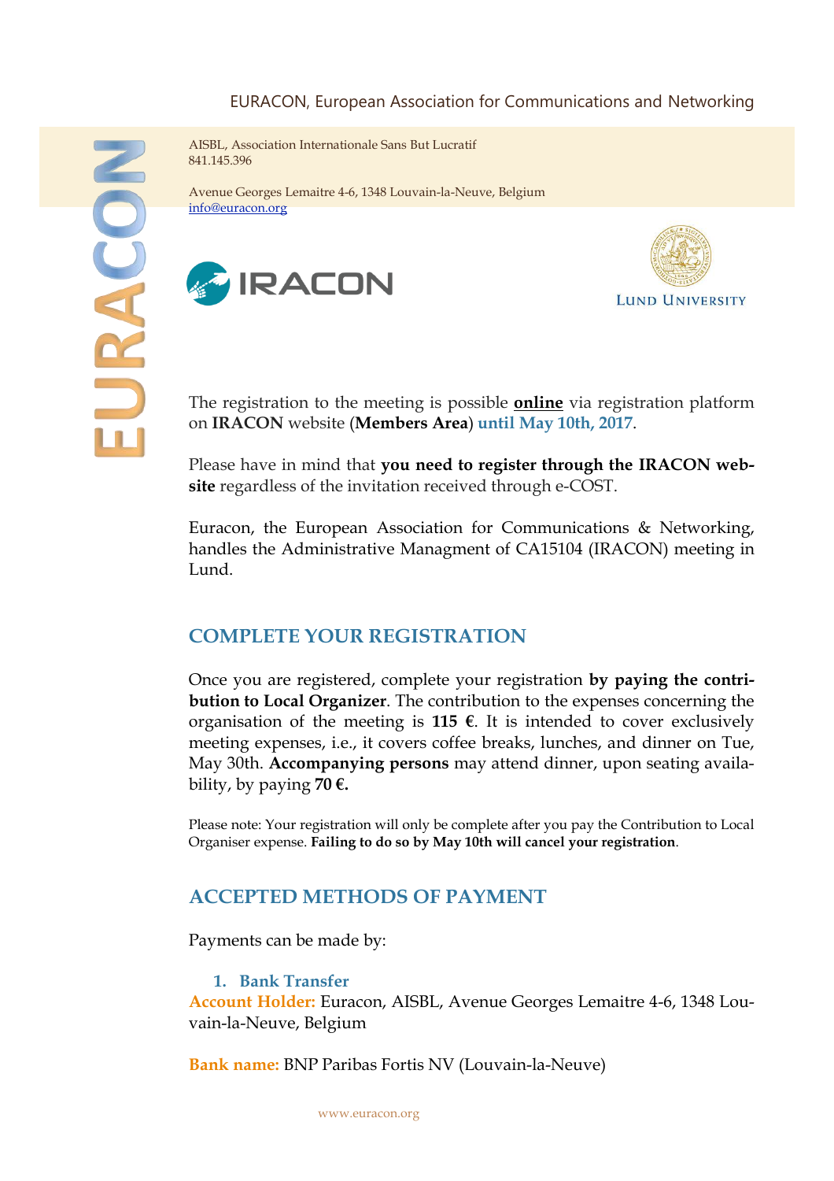EURACON, European Association for Communications and Networking

AISBL, Association Internationale Sans But Lucratif
841.145.396

Avenue Georges Lemaitre 4-6, 1348 Louvain-la-Neuve, Belgium
info@euracon.org

IRACON

Lund University

The registration to the meeting is possible **online** via registration platform on **IRACON** website (**Members Area**) **until May 10th, 2017**.

Please have in mind that **you need to register through the IRACON website** regardless of the invitation received through e-COST.

Euracon, the European Association for Communications & Networking, handles the Administrative Managment of CA15104 (IRACON) meeting in Lund.

## COMPLETE YOUR REGISTRATION

Once you are registered, complete your registration **by paying the contribution to Local Organizer**. The contribution to the expenses concerning the organisation of the meeting is **115 €**. It is intended to cover exclusively meeting expenses, i.e., it covers coffee breaks, lunches, and dinner on Tue, May 30th. **Accompanying persons** may attend dinner, upon seating availability, by paying **70 €.**

Please note: Your registration will only be complete after you pay the Contribution to Local Organiser expense. **Failing to do so by May 10th will cancel your registration**.

## ACCEPTED METHODS OF PAYMENT

Payments can be made by:

### 1. Bank Transfer

**Account Holder:** Euracon, AISBL, Avenue Georges Lemaitre 4-6, 1348 Louvain-la-Neuve, Belgium

**Bank name:** BNP Paribas Fortis NV (Louvain-la-Neuve)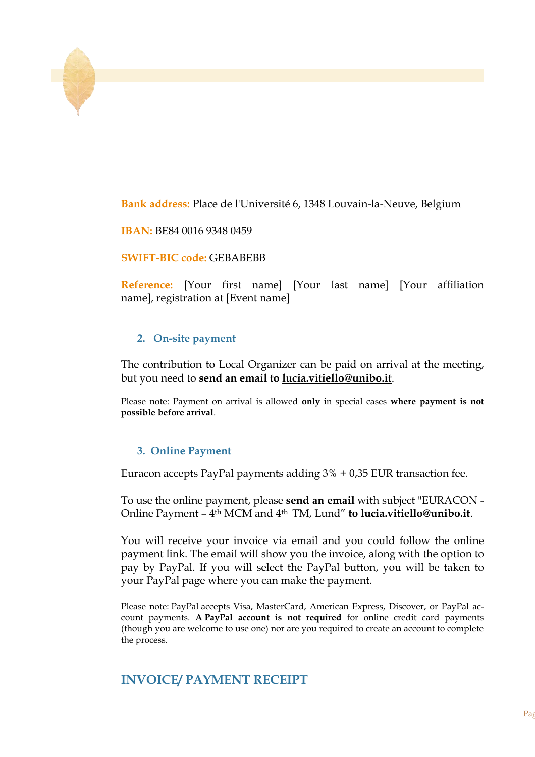**Bank address:** Place de l'Université 6, 1348 Louvain-la-Neuve, Belgium

**IBAN:** BE84 0016 9348 0459

**SWIFT-BIC code:** GEBABEBB

**Reference:** [Your first name] [Your last name] [Your affiliation name], registration at [Event name]

### 2. On-site payment

The contribution to Local Organizer can be paid on arrival at the meeting, but you need to **send an email to lucia.vitiello@unibo.it**.

Please note: Payment on arrival is allowed **only** in special cases **where payment is not possible before arrival**.

### 3. Online Payment

Euracon accepts PayPal payments adding 3% + 0,35 EUR transaction fee.

To use the online payment, please **send an email** with subject "EURACON - Online Payment – 4th MCM and 4th TM, Lund" **to lucia.vitiello@unibo.it**.

You will receive your invoice via email and you could follow the online payment link. The email will show you the invoice, along with the option to pay by PayPal. If you will select the PayPal button, you will be taken to your PayPal page where you can make the payment.

Please note: PayPal accepts Visa, MasterCard, American Express, Discover, or PayPal account payments. **A PayPal account is not required** for online credit card payments (though you are welcome to use one) nor are you required to create an account to complete the process.

## INVOICE/ PAYMENT RECEIPT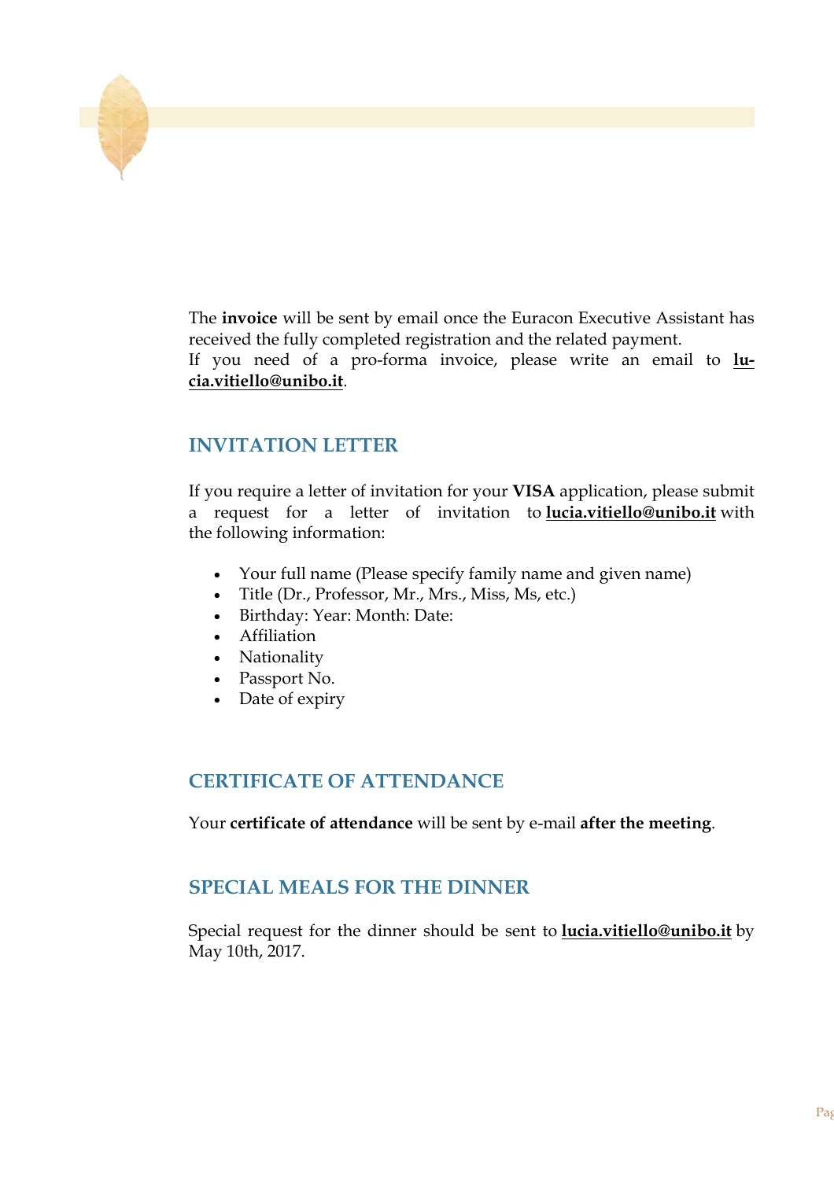The **invoice** will be sent by email once the Euracon Executive Assistant has received the fully completed registration and the related payment.
If you need of a pro-forma invoice, please write an email to **lucia.vitiello@unibo.it**.

## INVITATION LETTER

If you require a letter of invitation for your **VISA** application, please submit a request for a letter of invitation to **lucia.vitiello@unibo.it** with the following information:

- Your full name (Please specify family name and given name)
- Title (Dr., Professor, Mr., Mrs., Miss, Ms, etc.)
- Birthday: Year: Month: Date:
- Affiliation
- Nationality
- Passport No.
- Date of expiry

## CERTIFICATE OF ATTENDANCE

Your **certificate of attendance** will be sent by e-mail **after the meeting**.

## SPECIAL MEALS FOR THE DINNER

Special request for the dinner should be sent to **lucia.vitiello@unibo.it** by May 10th, 2017.